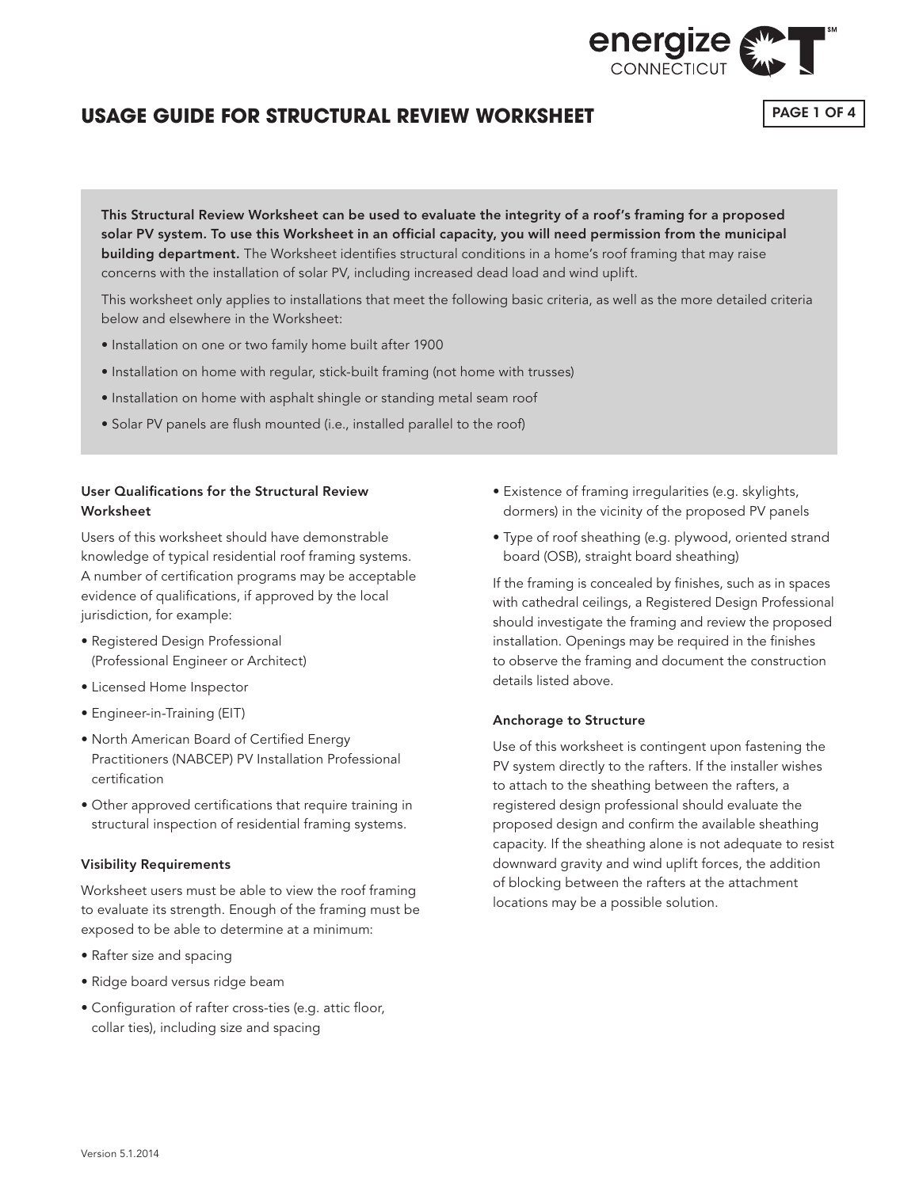# USAGE GUIDE FOR STRUCTURAL REVIEW WORKSHEET

**This Structural Review Worksheet can be used to evaluate the integrity of a roof's framing for a proposed solar PV system. To use this Worksheet in an official capacity, you will need permission from the municipal building department.** The Worksheet identifies structural conditions in a home's roof framing that may raise concerns with the installation of solar PV, including increased dead load and wind uplift.

This worksheet only applies to installations that meet the following basic criteria, as well as the more detailed criteria below and elsewhere in the Worksheet:

- Installation on one or two family home built after 1900
- Installation on home with regular, stick-built framing (not home with trusses)
- Installation on home with asphalt shingle or standing metal seam roof
- Solar PV panels are flush mounted (i.e., installed parallel to the roof)

### User Qualifications for the Structural Review Worksheet

Users of this worksheet should have demonstrable knowledge of typical residential roof framing systems. A number of certification programs may be acceptable evidence of qualifications, if approved by the local jurisdiction, for example:

- Registered Design Professional (Professional Engineer or Architect)
- Licensed Home Inspector
- Engineer-in-Training (EIT)
- North American Board of Certified Energy Practitioners (NABCEP) PV Installation Professional certification
- Other approved certifications that require training in structural inspection of residential framing systems.

### Visibility Requirements

Worksheet users must be able to view the roof framing to evaluate its strength. Enough of the framing must be exposed to be able to determine at a minimum:

- Rafter size and spacing
- Ridge board versus ridge beam
- Configuration of rafter cross-ties (e.g. attic floor, collar ties), including size and spacing
- Existence of framing irregularities (e.g. skylights, dormers) in the vicinity of the proposed PV panels
- Type of roof sheathing (e.g. plywood, oriented strand board (OSB), straight board sheathing)

If the framing is concealed by finishes, such as in spaces with cathedral ceilings, a Registered Design Professional should investigate the framing and review the proposed installation. Openings may be required in the finishes to observe the framing and document the construction details listed above.

### Anchorage to Structure

Use of this worksheet is contingent upon fastening the PV system directly to the rafters. If the installer wishes to attach to the sheathing between the rafters, a registered design professional should evaluate the proposed design and confirm the available sheathing capacity. If the sheathing alone is not adequate to resist downward gravity and wind uplift forces, the addition of blocking between the rafters at the attachment locations may be a possible solution.

Version 5.1.2014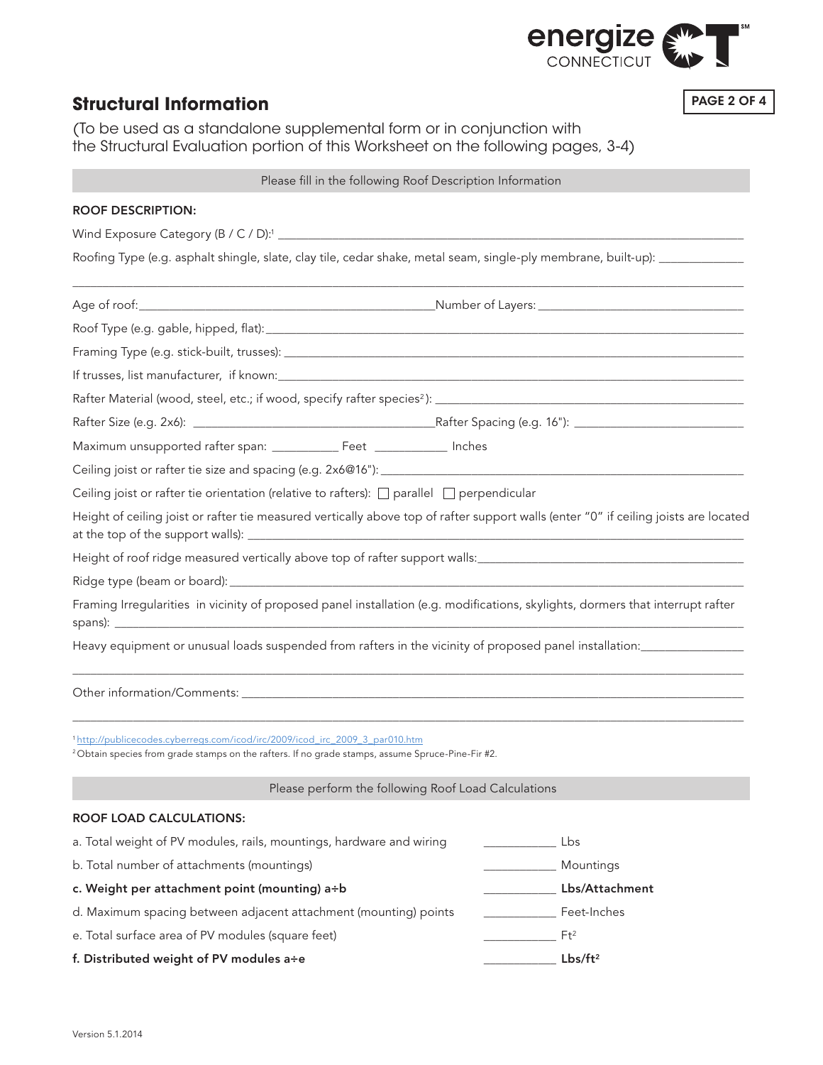## Structural Information

(To be used as a standalone supplemental form or in conjunction with the Structural Evaluation portion of this Worksheet on the following pages, 3-4)

Please fill in the following Roof Description Information

**ROOF DESCRIPTION:**

Wind Exposure Category (B / C / D):[1] ____________________

Roofing Type (e.g. asphalt shingle, slate, clay tile, cedar shake, metal seam, single-ply membrane, built-up): ____________________

____________________

Age of roof: ____________________ Number of Layers: ____________________

Roof Type (e.g. gable, hipped, flat): ____________________

Framing Type (e.g. stick-built, trusses): ____________________

If trusses, list manufacturer, if known: ____________________

Rafter Material (wood, steel, etc.; if wood, specify rafter species[2]): ____________________

Rafter Size (e.g. 2x6): ____________________ Rafter Spacing (e.g. 16"): ____________________

Maximum unsupported rafter span: __________ Feet __________ Inches

Ceiling joist or rafter tie size and spacing (e.g. 2x6@16"): ____________________

Ceiling joist or rafter tie orientation (relative to rafters): ☐ parallel ☐ perpendicular

Height of ceiling joist or rafter tie measured vertically above top of rafter support walls (enter "0" if ceiling joists are located at the top of the support walls): ____________________

Height of roof ridge measured vertically above top of rafter support walls: ____________________

Ridge type (beam or board): ____________________

Framing Irregularities in vicinity of proposed panel installation (e.g. modifications, skylights, dormers that interrupt rafter spans): ____________________

Heavy equipment or unusual loads suspended from rafters in the vicinity of proposed panel installation: ____________________

____________________

Other information/Comments: ____________________

____________________

[1] http://publicecodes.cyberregs.com/icod/irc/2009/icod_irc_2009_3_par010.htm

[2] Obtain species from grade stamps on the rafters. If no grade stamps, assume Spruce-Pine-Fir #2.

Please perform the following Roof Load Calculations

**ROOF LOAD CALCULATIONS:**

a. Total weight of PV modules, rails, mountings, hardware and wiring __________ Lbs

b. Total number of attachments (mountings) __________ Mountings

**c. Weight per attachment point (mounting) a÷b** __________ **Lbs/Attachment**

d. Maximum spacing between adjacent attachment (mounting) points __________ Feet-Inches

e. Total surface area of PV modules (square feet) __________ $Ft^2$

**f. Distributed weight of PV modules a÷e** __________ **$Lbs/ft^2$**

Version 5.1.2014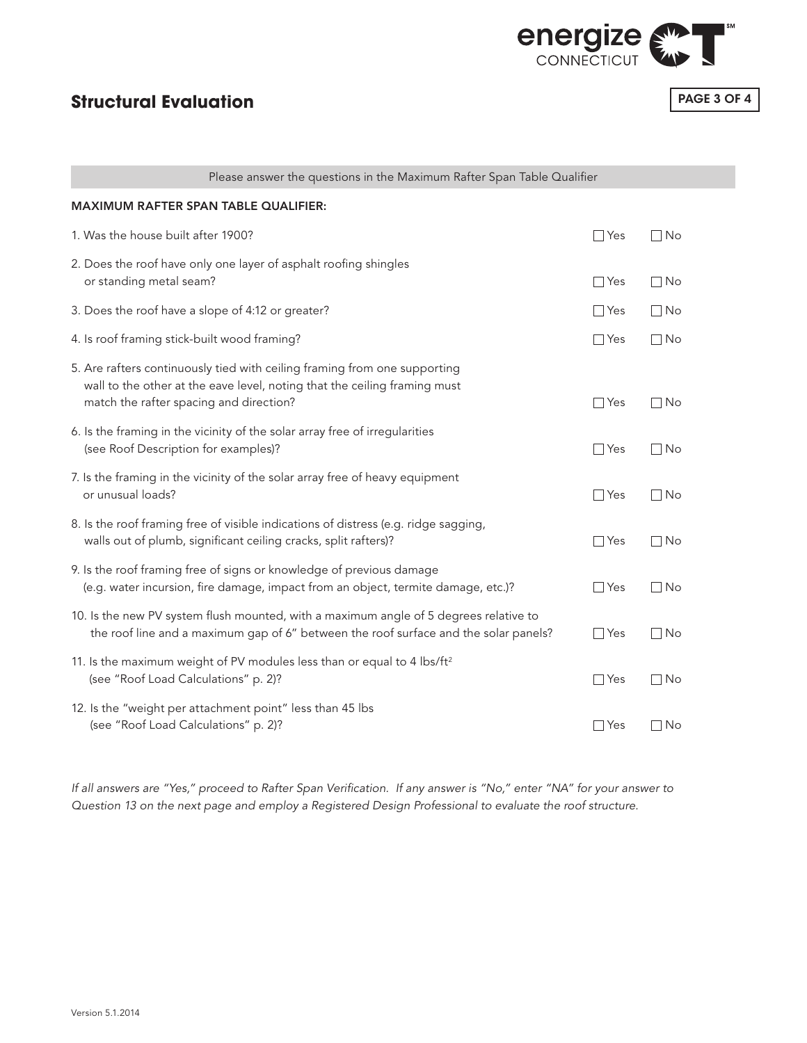## Structural Evaluation

Please answer the questions in the Maximum Rafter Span Table Qualifier

### MAXIMUM RAFTER SPAN TABLE QUALIFIER:

| Question | Yes | No |
|---|---|---|
| 1. Was the house built after 1900? | ☐ Yes | ☐ No |
| 2. Does the roof have only one layer of asphalt roofing shingles or standing metal seam? | ☐ Yes | ☐ No |
| 3. Does the roof have a slope of 4:12 or greater? | ☐ Yes | ☐ No |
| 4. Is roof framing stick-built wood framing? | ☐ Yes | ☐ No |
| 5. Are rafters continuously tied with ceiling framing from one supporting wall to the other at the eave level, noting that the ceiling framing must match the rafter spacing and direction? | ☐ Yes | ☐ No |
| 6. Is the framing in the vicinity of the solar array free of irregularities (see Roof Description for examples)? | ☐ Yes | ☐ No |
| 7. Is the framing in the vicinity of the solar array free of heavy equipment or unusual loads? | ☐ Yes | ☐ No |
| 8. Is the roof framing free of visible indications of distress (e.g. ridge sagging, walls out of plumb, significant ceiling cracks, split rafters)? | ☐ Yes | ☐ No |
| 9. Is the roof framing free of signs or knowledge of previous damage (e.g. water incursion, fire damage, impact from an object, termite damage, etc.)? | ☐ Yes | ☐ No |
| 10. Is the new PV system flush mounted, with a maximum angle of 5 degrees relative to the roof line and a maximum gap of 6" between the roof surface and the solar panels? | ☐ Yes | ☐ No |
| 11. Is the maximum weight of PV modules less than or equal to 4 lbs/ft$^2$ (see "Roof Load Calculations" p. 2)? | ☐ Yes | ☐ No |
| 12. Is the "weight per attachment point" less than 45 lbs (see "Roof Load Calculations" p. 2)? | ☐ Yes | ☐ No |

*If all answers are "Yes," proceed to Rafter Span Verification. If any answer is "No," enter "NA" for your answer to Question 13 on the next page and employ a Registered Design Professional to evaluate the roof structure.*

Version 5.1.2014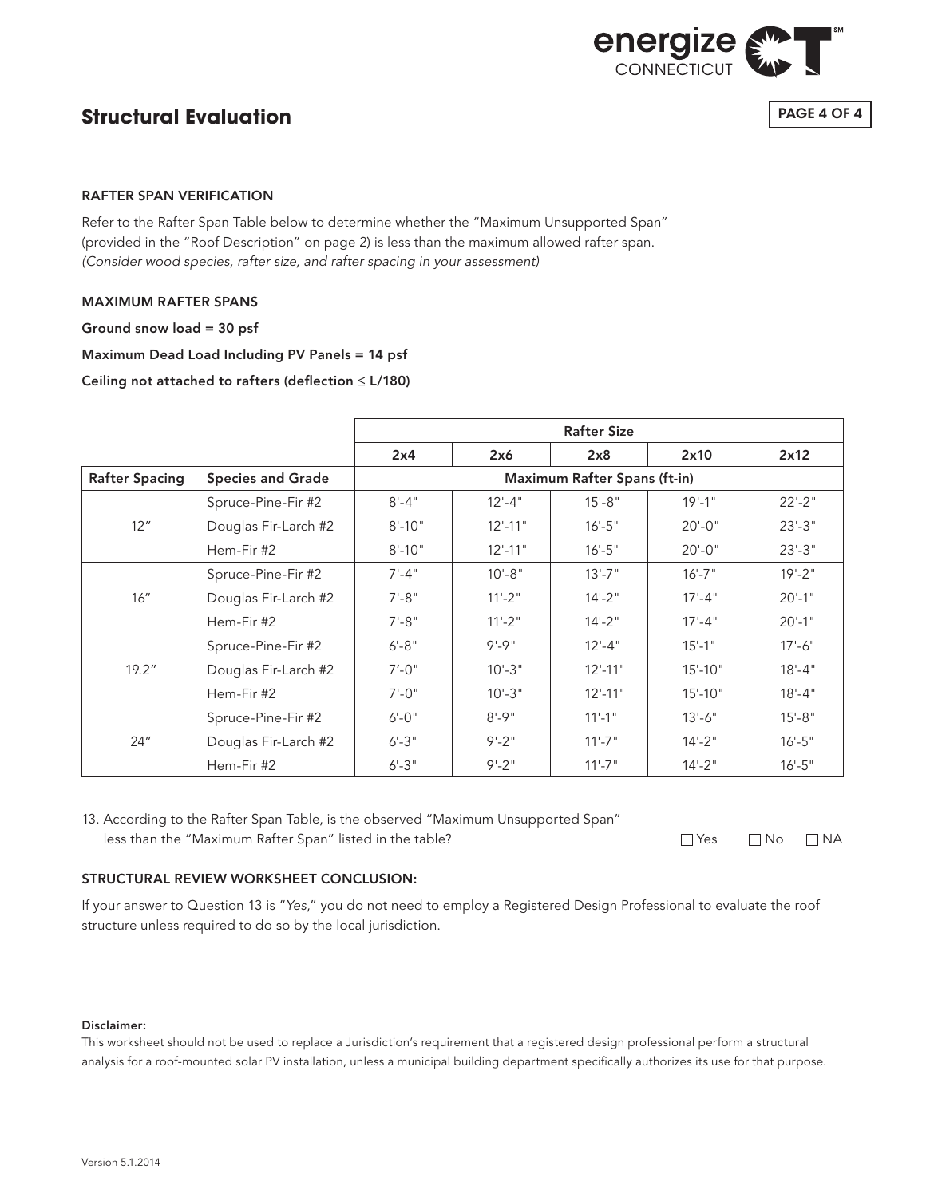## Structural Evaluation

### RAFTER SPAN VERIFICATION

Refer to the Rafter Span Table below to determine whether the "Maximum Unsupported Span" (provided in the "Roof Description" on page 2) is less than the maximum allowed rafter span.
*(Consider wood species, rafter size, and rafter spacing in your assessment)*

### MAXIMUM RAFTER SPANS

**Ground snow load = 30 psf**

**Maximum Dead Load Including PV Panels = 14 psf**

**Ceiling not attached to rafters (deflection ≤ L/180)**

| | | Rafter Size | | | | |
|---|---|---|---|---|---|---|
| | | **2x4** | **2x6** | **2x8** | **2x10** | **2x12** |
| **Rafter Spacing** | **Species and Grade** | **Maximum Rafter Spans (ft-in)** | | | | |
| 12" | Spruce-Pine-Fir #2 | 8'-4" | 12'-4" | 15'-8" | 19'-1" | 22'-2" |
| | Douglas Fir-Larch #2 | 8'-10" | 12'-11" | 16'-5" | 20'-0" | 23'-3" |
| | Hem-Fir #2 | 8'-10" | 12'-11" | 16'-5" | 20'-0" | 23'-3" |
| 16" | Spruce-Pine-Fir #2 | 7'-4" | 10'-8" | 13'-7" | 16'-7" | 19'-2" |
| | Douglas Fir-Larch #2 | 7'-8" | 11'-2" | 14'-2" | 17'-4" | 20'-1" |
| | Hem-Fir #2 | 7'-8" | 11'-2" | 14'-2" | 17'-4" | 20'-1" |
| 19.2" | Spruce-Pine-Fir #2 | 6'-8" | 9'-9" | 12'-4" | 15'-1" | 17'-6" |
| | Douglas Fir-Larch #2 | 7'-0" | 10'-3" | 12'-11" | 15'-10" | 18'-4" |
| | Hem-Fir #2 | 7'-0" | 10'-3" | 12'-11" | 15'-10" | 18'-4" |
| 24" | Spruce-Pine-Fir #2 | 6'-0" | 8'-9" | 11'-1" | 13'-6" | 15'-8" |
| | Douglas Fir-Larch #2 | 6'-3" | 9'-2" | 11'-7" | 14'-2" | 16'-5" |
| | Hem-Fir #2 | 6'-3" | 9'-2" | 11'-7" | 14'-2" | 16'-5" |

13. According to the Rafter Span Table, is the observed "Maximum Unsupported Span" less than the "Maximum Rafter Span" listed in the table? ☐ Yes ☐ No ☐ NA

### STRUCTURAL REVIEW WORKSHEET CONCLUSION:

If your answer to Question 13 is "*Yes*," you do not need to employ a Registered Design Professional to evaluate the roof structure unless required to do so by the local jurisdiction.

**Disclaimer:**
This worksheet should not be used to replace a Jurisdiction's requirement that a registered design professional perform a structural analysis for a roof-mounted solar PV installation, unless a municipal building department specifically authorizes its use for that purpose.

Version 5.1.2014